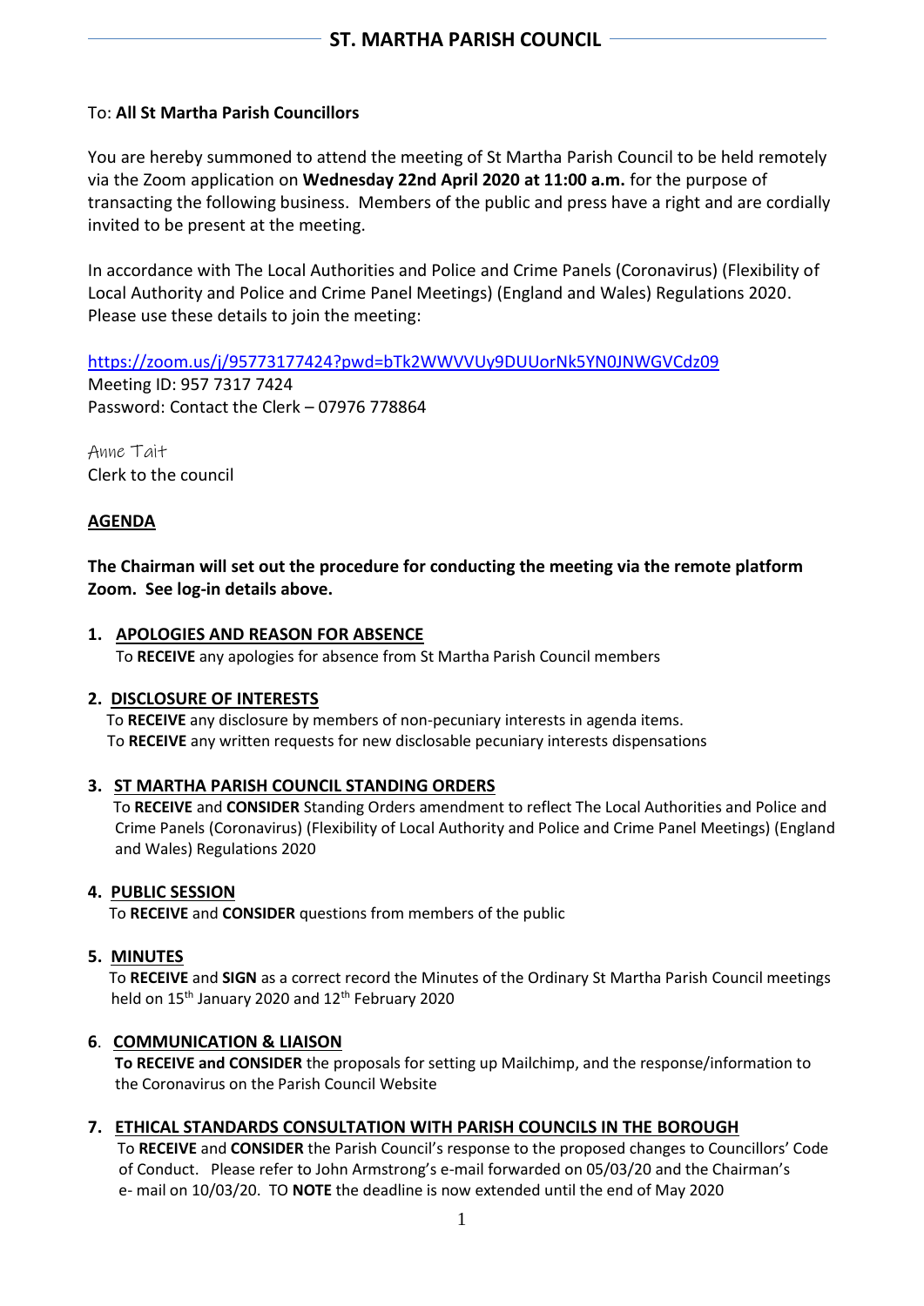# ST. MARTHA PARISH COUNCIL

To: **All St Martha Parish Councillors**

You are hereby summoned to attend the meeting of St Martha Parish Council to be held remotely via the Zoom application on **Wednesday 22nd April 2020 at 11:00 a.m.** for the purpose of transacting the following business. Members of the public and press have a right and are cordially invited to be present at the meeting.

In accordance with The Local Authorities and Police and Crime Panels (Coronavirus) (Flexibility of Local Authority and Police and Crime Panel Meetings) (England and Wales) Regulations 2020. Please use these details to join the meeting:

https://zoom.us/j/95773177424?pwd=bTk2WWVVUy9DUUorNk5YN0JNWGVCdz09
Meeting ID: 957 7317 7424
Password: Contact the Clerk – 07976 778864

Anne Tait
Clerk to the council

## AGENDA

**The Chairman will set out the procedure for conducting the meeting via the remote platform Zoom. See log-in details above.**

**1. APOLOGIES AND REASON FOR ABSENCE**
To **RECEIVE** any apologies for absence from St Martha Parish Council members

**2. DISCLOSURE OF INTERESTS**
To **RECEIVE** any disclosure by members of non-pecuniary interests in agenda items.
To **RECEIVE** any written requests for new disclosable pecuniary interests dispensations

**3. ST MARTHA PARISH COUNCIL STANDING ORDERS**
To **RECEIVE** and **CONSIDER** Standing Orders amendment to reflect The Local Authorities and Police and Crime Panels (Coronavirus) (Flexibility of Local Authority and Police and Crime Panel Meetings) (England and Wales) Regulations 2020

**4. PUBLIC SESSION**
To **RECEIVE** and **CONSIDER** questions from members of the public

**5. MINUTES**
To **RECEIVE** and **SIGN** as a correct record the Minutes of the Ordinary St Martha Parish Council meetings held on 15th January 2020 and 12th February 2020

**6. COMMUNICATION & LIAISON**
**To RECEIVE and CONSIDER** the proposals for setting up Mailchimp, and the response/information to the Coronavirus on the Parish Council Website

**7. ETHICAL STANDARDS CONSULTATION WITH PARISH COUNCILS IN THE BOROUGH**
To **RECEIVE** and **CONSIDER** the Parish Council's response to the proposed changes to Councillors' Code of Conduct. Please refer to John Armstrong's e-mail forwarded on 05/03/20 and the Chairman's e- mail on 10/03/20. TO **NOTE** the deadline is now extended until the end of May 2020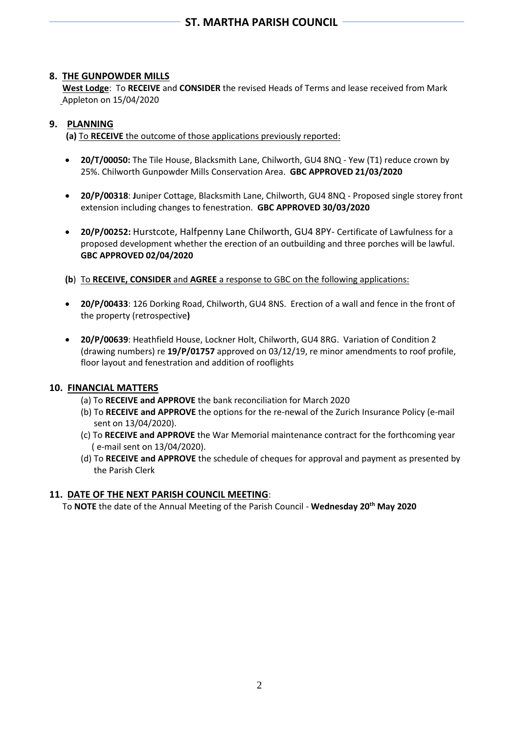## 8. THE GUNPOWDER MILLS

**West Lodge**: To **RECEIVE** and **CONSIDER** the revised Heads of Terms and lease received from Mark Appleton on 15/04/2020

## 9. PLANNING

**(a)** To **RECEIVE** the outcome of those applications previously reported:

- **20/T/00050:** The Tile House, Blacksmith Lane, Chilworth, GU4 8NQ - Yew (T1) reduce crown by 25%. Chilworth Gunpowder Mills Conservation Area. **GBC APPROVED 21/03/2020**
- **20/P/00318**: **J**uniper Cottage, Blacksmith Lane, Chilworth, GU4 8NQ - Proposed single storey front extension including changes to fenestration. **GBC APPROVED 30/03/2020**
- **20/P/00252:** Hurstcote, Halfpenny Lane Chilworth, GU4 8PY- Certificate of Lawfulness for a proposed development whether the erection of an outbuilding and three porches will be lawful. **GBC APPROVED 02/04/2020**

**(b)** To **RECEIVE, CONSIDER** and **AGREE** a response to GBC on the following applications:

- **20/P/00433**: 126 Dorking Road, Chilworth, GU4 8NS. Erection of a wall and fence in the front of the property (retrospective**)**
- **20/P/00639**: Heathfield House, Lockner Holt, Chilworth, GU4 8RG. Variation of Condition 2 (drawing numbers) re **19/P/01757** approved on 03/12/19, re minor amendments to roof profile, floor layout and fenestration and addition of rooflights

## 10. FINANCIAL MATTERS

(a) To **RECEIVE and APPROVE** the bank reconciliation for March 2020

(b) To **RECEIVE and APPROVE** the options for the re-newal of the Zurich Insurance Policy (e-mail sent on 13/04/2020).

(c) To **RECEIVE and APPROVE** the War Memorial maintenance contract for the forthcoming year ( e-mail sent on 13/04/2020).

(d) To **RECEIVE and APPROVE** the schedule of cheques for approval and payment as presented by the Parish Clerk

## 11. DATE OF THE NEXT PARISH COUNCIL MEETING:

To **NOTE** the date of the Annual Meeting of the Parish Council - **Wednesday 20th May 2020**